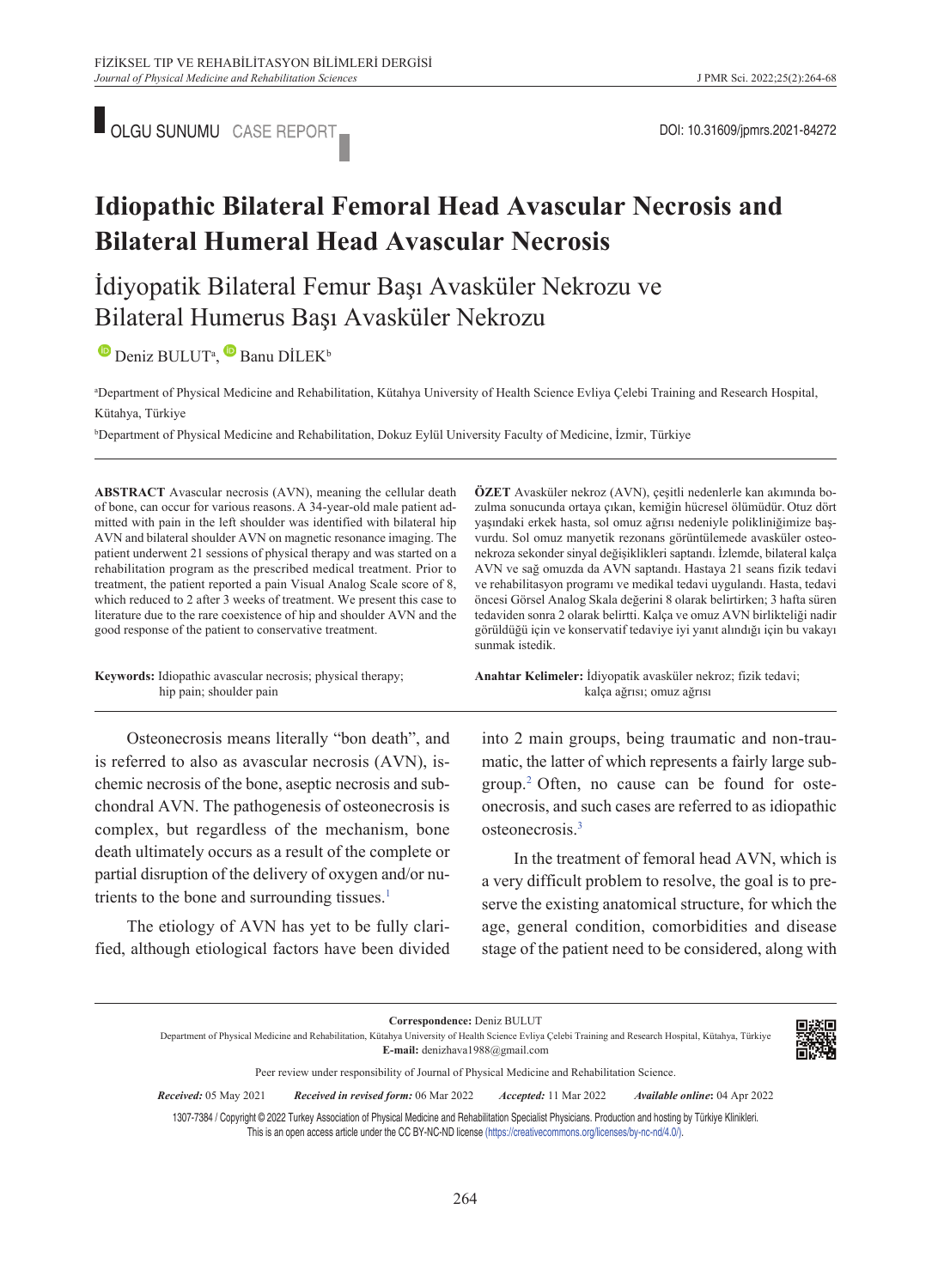OLGU SUNUMU CASE REPORT

DOI: 10.31609/jpmrs.2021-84272

# Idiopathic Bilateral Femoral Head Avascular Necrosis and Bilateral Humeral Head Avascular Necrosis

## İdiyopatik Bilateral Femur Başı Avasküler Nekrozu ve Bilateral Humerus Başı Avasküler Nekrozu

Deniz BULUT[a], Banu DİLEK[b]

[a]Department of Physical Medicine and Rehabilitation, Kütahya University of Health Science Evliya Çelebi Training and Research Hospital, Kütahya, Türkiye

[b]Department of Physical Medicine and Rehabilitation, Dokuz Eylül University Faculty of Medicine, İzmir, Türkiye

**ABSTRACT** Avascular necrosis (AVN), meaning the cellular death of bone, can occur for various reasons. A 34-year-old male patient admitted with pain in the left shoulder was identified with bilateral hip AVN and bilateral shoulder AVN on magnetic resonance imaging. The patient underwent 21 sessions of physical therapy and was started on a rehabilitation program as the prescribed medical treatment. Prior to treatment, the patient reported a pain Visual Analog Scale score of 8, which reduced to 2 after 3 weeks of treatment. We present this case to literature due to the rare coexistence of hip and shoulder AVN and the good response of the patient to conservative treatment.

**Keywords:** Idiopathic avascular necrosis; physical therapy; hip pain; shoulder pain

**ÖZET** Avasküler nekroz (AVN), çeşitli nedenlerle kan akımında bozulma sonucunda ortaya çıkan, kemiğin hücresel ölümüdür. Otuz dört yaşındaki erkek hasta, sol omuz ağrısı nedeniyle polikliniğimize başvurdu. Sol omuz manyetik rezonans görüntülemede avasküler osteonekroza sekonder sinyal değişiklikleri saptandı. İzlemde, bilateral kalça AVN ve sağ omuzda da AVN saptandı. Hastaya 21 seans fizik tedavi ve rehabilitasyon programı ve medikal tedavi uygulandı. Hasta, tedavi öncesi Görsel Analog Skala değerini 8 olarak belirtirken; 3 hafta süren tedaviden sonra 2 olarak belirtti. Kalça ve omuz AVN birlikteliği nadir görüldüğü için ve konservatif tedaviye iyi yanıt alındığı için bu vakayı sunmak istedik.

**Anahtar Kelimeler:** İdiyopatik avasküler nekroz; fizik tedavi; kalça ağrısı; omuz ağrısı

Osteonecrosis means literally "bon death", and is referred to also as avascular necrosis (AVN), ischemic necrosis of the bone, aseptic necrosis and subchondral AVN. The pathogenesis of osteonecrosis is complex, but regardless of the mechanism, bone death ultimately occurs as a result of the complete or partial disruption of the delivery of oxygen and/or nutrients to the bone and surrounding tissues.[1]

The etiology of AVN has yet to be fully clarified, although etiological factors have been divided into 2 main groups, being traumatic and non-traumatic, the latter of which represents a fairly large subgroup.[2] Often, no cause can be found for osteonecrosis, and such cases are referred to as idiopathic osteonecrosis.[3]

In the treatment of femoral head AVN, which is a very difficult problem to resolve, the goal is to preserve the existing anatomical structure, for which the age, general condition, comorbidities and disease stage of the patient need to be considered, along with

**Correspondence:** Deniz BULUT
Department of Physical Medicine and Rehabilitation, Kütahya University of Health Science Evliya Çelebi Training and Research Hospital, Kütahya, Türkiye
**E-mail:** denizhava1988@gmail.com

Peer review under responsibility of Journal of Physical Medicine and Rehabilitation Science.

*Received:* 05 May 2021 *Received in revised form:* 06 Mar 2022 *Accepted:* 11 Mar 2022 *Available online:* 04 Apr 2022

1307-7384 / Copyright © 2022 Turkey Association of Physical Medicine and Rehabilitation Specialist Physicians. Production and hosting by Türkiye Klinikleri.
This is an open access article under the CC BY-NC-ND license (https://creativecommons.org/licenses/by-nc-nd/4.0/).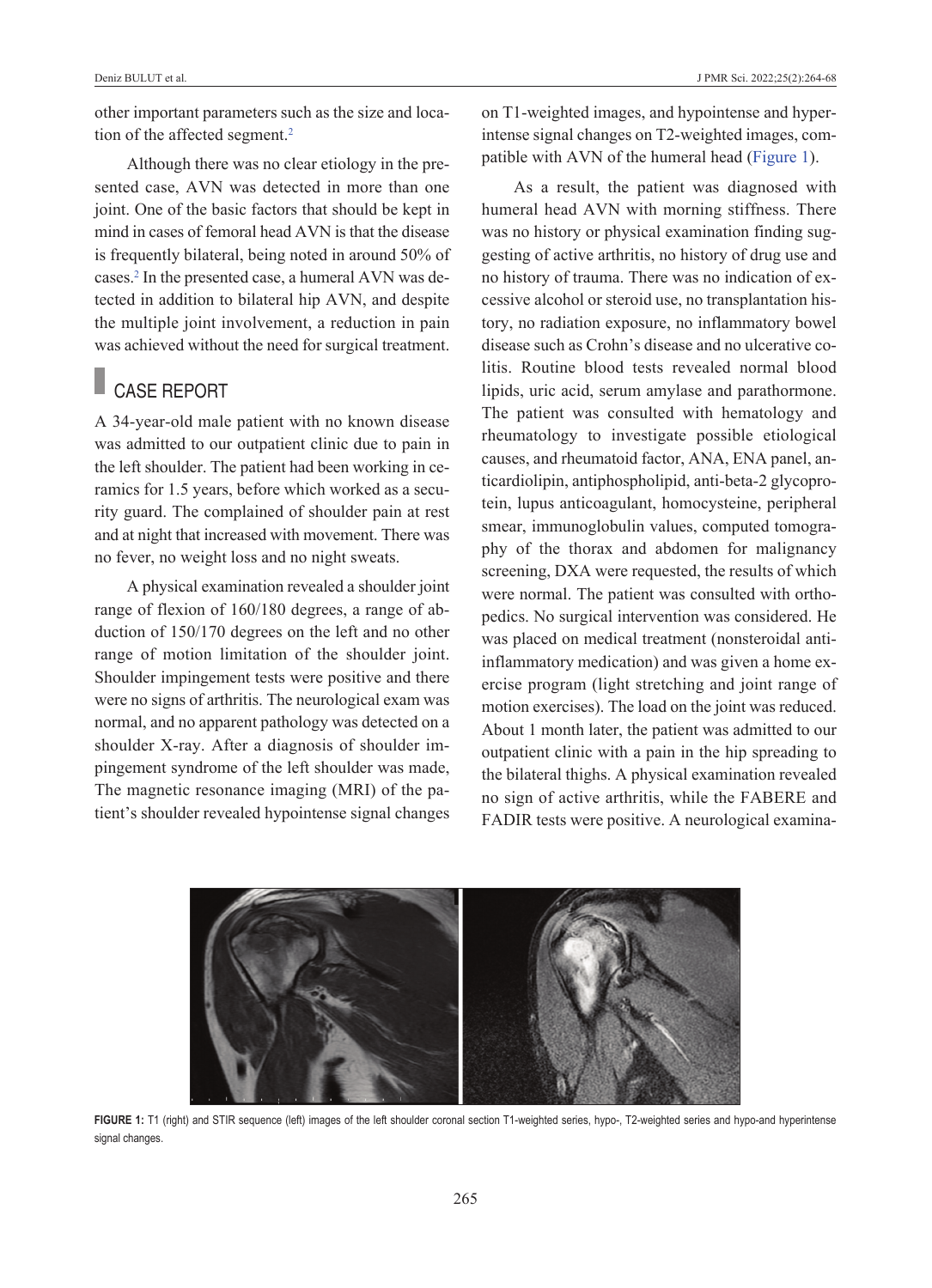other important parameters such as the size and location of the affected segment.[2]

Although there was no clear etiology in the presented case, AVN was detected in more than one joint. One of the basic factors that should be kept in mind in cases of femoral head AVN is that the disease is frequently bilateral, being noted in around 50% of cases.[2] In the presented case, a humeral AVN was detected in addition to bilateral hip AVN, and despite the multiple joint involvement, a reduction in pain was achieved without the need for surgical treatment.

## CASE REPORT

A 34-year-old male patient with no known disease was admitted to our outpatient clinic due to pain in the left shoulder. The patient had been working in ceramics for 1.5 years, before which worked as a security guard. The complained of shoulder pain at rest and at night that increased with movement. There was no fever, no weight loss and no night sweats.

A physical examination revealed a shoulder joint range of flexion of 160/180 degrees, a range of abduction of 150/170 degrees on the left and no other range of motion limitation of the shoulder joint. Shoulder impingement tests were positive and there were no signs of arthritis. The neurological exam was normal, and no apparent pathology was detected on a shoulder X-ray. After a diagnosis of shoulder impingement syndrome of the left shoulder was made, The magnetic resonance imaging (MRI) of the patient's shoulder revealed hypointense signal changes on T1-weighted images, and hypointense and hyperintense signal changes on T2-weighted images, compatible with AVN of the humeral head (Figure 1).

As a result, the patient was diagnosed with humeral head AVN with morning stiffness. There was no history or physical examination finding suggesting of active arthritis, no history of drug use and no history of trauma. There was no indication of excessive alcohol or steroid use, no transplantation history, no radiation exposure, no inflammatory bowel disease such as Crohn's disease and no ulcerative colitis. Routine blood tests revealed normal blood lipids, uric acid, serum amylase and parathormone. The patient was consulted with hematology and rheumatology to investigate possible etiological causes, and rheumatoid factor, ANA, ENA panel, anticardiolipin, antiphospholipid, anti-beta-2 glycoprotein, lupus anticoagulant, homocysteine, peripheral smear, immunoglobulin values, computed tomography of the thorax and abdomen for malignancy screening, DXA were requested, the results of which were normal. The patient was consulted with orthopedics. No surgical intervention was considered. He was placed on medical treatment (nonsteroidal anti-inflammatory medication) and was given a home exercise program (light stretching and joint range of motion exercises). The load on the joint was reduced. About 1 month later, the patient was admitted to our outpatient clinic with a pain in the hip spreading to the bilateral thighs. A physical examination revealed no sign of active arthritis, while the FABERE and FADIR tests were positive. A neurological examina-

**FIGURE 1:** T1 (right) and STIR sequence (left) images of the left shoulder coronal section T1-weighted series, hypo-, T2-weighted series and hypo-and hyperintense signal changes.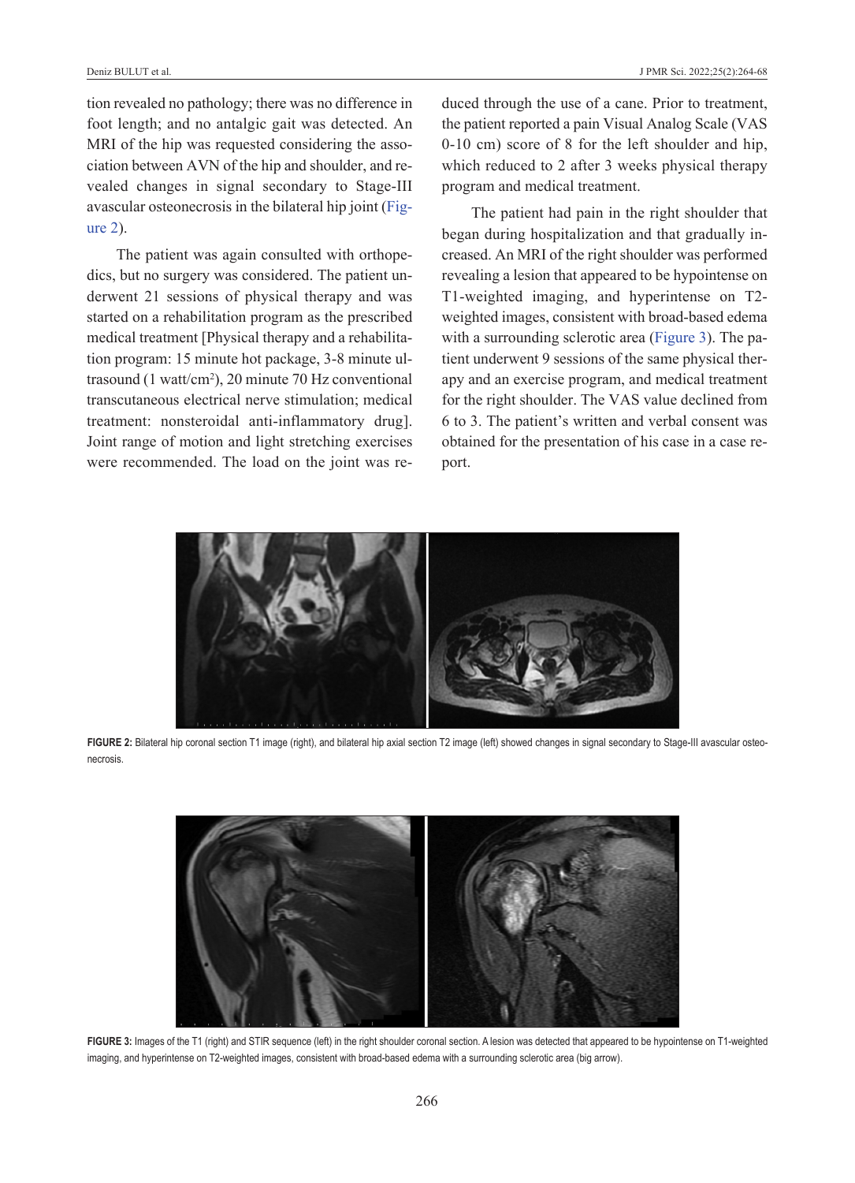tion revealed no pathology; there was no difference in foot length; and no antalgic gait was detected. An MRI of the hip was requested considering the association between AVN of the hip and shoulder, and revealed changes in signal secondary to Stage-III avascular osteonecrosis in the bilateral hip joint (Figure 2).

The patient was again consulted with orthopedics, but no surgery was considered. The patient underwent 21 sessions of physical therapy and was started on a rehabilitation program as the prescribed medical treatment [Physical therapy and a rehabilitation program: 15 minute hot package, 3-8 minute ultrasound (1 watt/cm$^2$), 20 minute 70 Hz conventional transcutaneous electrical nerve stimulation; medical treatment: nonsteroidal anti-inflammatory drug]. Joint range of motion and light stretching exercises were recommended. The load on the joint was reduced through the use of a cane. Prior to treatment, the patient reported a pain Visual Analog Scale (VAS 0-10 cm) score of 8 for the left shoulder and hip, which reduced to 2 after 3 weeks physical therapy program and medical treatment.

The patient had pain in the right shoulder that began during hospitalization and that gradually increased. An MRI of the right shoulder was performed revealing a lesion that appeared to be hypointense on T1-weighted imaging, and hyperintense on T2-weighted images, consistent with broad-based edema with a surrounding sclerotic area (Figure 3). The patient underwent 9 sessions of the same physical therapy and an exercise program, and medical treatment for the right shoulder. The VAS value declined from 6 to 3. The patient's written and verbal consent was obtained for the presentation of his case in a case report.

**FIGURE 2:** Bilateral hip coronal section T1 image (right), and bilateral hip axial section T2 image (left) showed changes in signal secondary to Stage-III avascular osteonecrosis.

**FIGURE 3:** Images of the T1 (right) and STIR sequence (left) in the right shoulder coronal section. A lesion was detected that appeared to be hypointense on T1-weighted imaging, and hyperintense on T2-weighted images, consistent with broad-based edema with a surrounding sclerotic area (big arrow).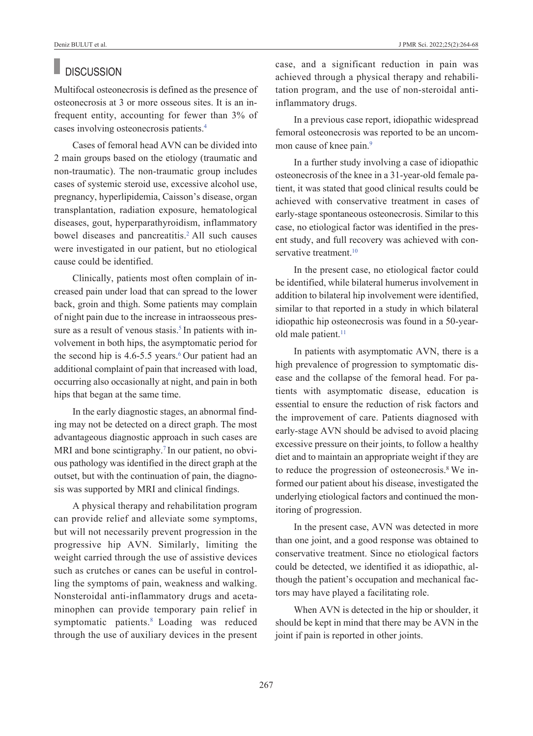## DISCUSSION

Multifocal osteonecrosis is defined as the presence of osteonecrosis at 3 or more osseous sites. It is an infrequent entity, accounting for fewer than 3% of cases involving osteonecrosis patients.[4]

Cases of femoral head AVN can be divided into 2 main groups based on the etiology (traumatic and non-traumatic). The non-traumatic group includes cases of systemic steroid use, excessive alcohol use, pregnancy, hyperlipidemia, Caisson's disease, organ transplantation, radiation exposure, hematological diseases, gout, hyperparathyroidism, inflammatory bowel diseases and pancreatitis.[2] All such causes were investigated in our patient, but no etiological cause could be identified.

Clinically, patients most often complain of increased pain under load that can spread to the lower back, groin and thigh. Some patients may complain of night pain due to the increase in intraosseous pressure as a result of venous stasis.[5] In patients with involvement in both hips, the asymptomatic period for the second hip is 4.6-5.5 years.[6] Our patient had an additional complaint of pain that increased with load, occurring also occasionally at night, and pain in both hips that began at the same time.

In the early diagnostic stages, an abnormal finding may not be detected on a direct graph. The most advantageous diagnostic approach in such cases are MRI and bone scintigraphy.[7] In our patient, no obvious pathology was identified in the direct graph at the outset, but with the continuation of pain, the diagnosis was supported by MRI and clinical findings.

A physical therapy and rehabilitation program can provide relief and alleviate some symptoms, but will not necessarily prevent progression in the progressive hip AVN. Similarly, limiting the weight carried through the use of assistive devices such as crutches or canes can be useful in controlling the symptoms of pain, weakness and walking. Nonsteroidal anti-inflammatory drugs and acetaminophen can provide temporary pain relief in symptomatic patients.[8] Loading was reduced through the use of auxiliary devices in the present case, and a significant reduction in pain was achieved through a physical therapy and rehabilitation program, and the use of non-steroidal anti-inflammatory drugs.

In a previous case report, idiopathic widespread femoral osteonecrosis was reported to be an uncommon cause of knee pain.[9]

In a further study involving a case of idiopathic osteonecrosis of the knee in a 31-year-old female patient, it was stated that good clinical results could be achieved with conservative treatment in cases of early-stage spontaneous osteonecrosis. Similar to this case, no etiological factor was identified in the present study, and full recovery was achieved with conservative treatment.[10]

In the present case, no etiological factor could be identified, while bilateral humerus involvement in addition to bilateral hip involvement were identified, similar to that reported in a study in which bilateral idiopathic hip osteonecrosis was found in a 50-year-old male patient.[11]

In patients with asymptomatic AVN, there is a high prevalence of progression to symptomatic disease and the collapse of the femoral head. For patients with asymptomatic disease, education is essential to ensure the reduction of risk factors and the improvement of care. Patients diagnosed with early-stage AVN should be advised to avoid placing excessive pressure on their joints, to follow a healthy diet and to maintain an appropriate weight if they are to reduce the progression of osteonecrosis.[8] We informed our patient about his disease, investigated the underlying etiological factors and continued the monitoring of progression.

In the present case, AVN was detected in more than one joint, and a good response was obtained to conservative treatment. Since no etiological factors could be detected, we identified it as idiopathic, although the patient's occupation and mechanical factors may have played a facilitating role.

When AVN is detected in the hip or shoulder, it should be kept in mind that there may be AVN in the joint if pain is reported in other joints.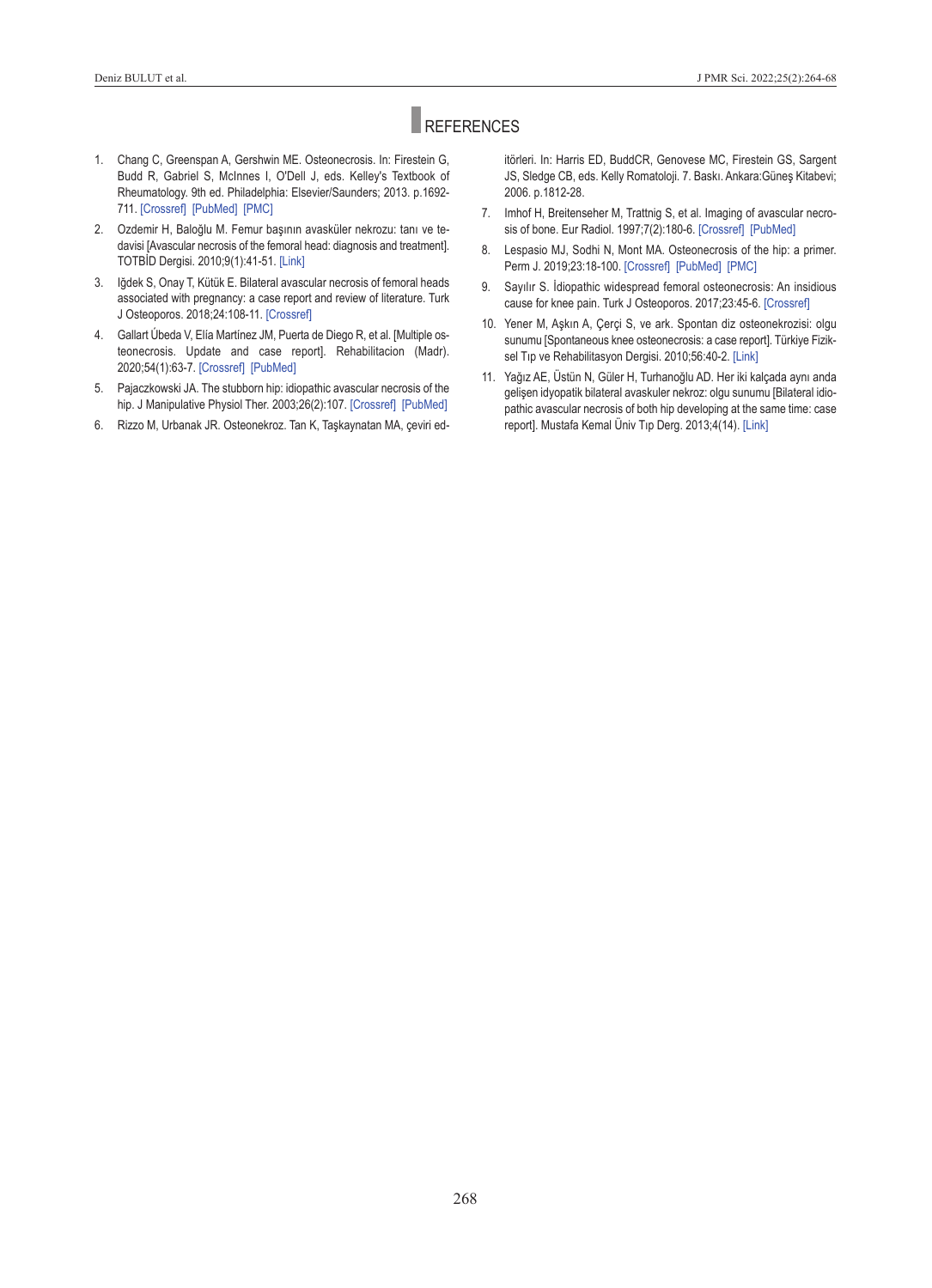## REFERENCES

1. Chang C, Greenspan A, Gershwin ME. Osteonecrosis. In: Firestein G, Budd R, Gabriel S, McInnes I, O'Dell J, eds. Kelley's Textbook of Rheumatology. 9th ed. Philadelphia: Elsevier/Saunders; 2013. p.1692-711. [Crossref] [PubMed] [PMC]
2. Ozdemir H, Baloğlu M. Femur başının avasküler nekrozu: tanı ve tedavisi [Avascular necrosis of the femoral head: diagnosis and treatment]. TOTBİD Dergisi. 2010;9(1):41-51. [Link]
3. Iğdek S, Onay T, Kütük E. Bilateral avascular necrosis of femoral heads associated with pregnancy: a case report and review of literature. Turk J Osteoporos. 2018;24:108-11. [Crossref]
4. Gallart Úbeda V, Elía Martínez JM, Puerta de Diego R, et al. [Multiple osteonecrosis. Update and case report]. Rehabilitacion (Madr). 2020;54(1):63-7. [Crossref] [PubMed]
5. Pajaczkowski JA. The stubborn hip: idiopathic avascular necrosis of the hip. J Manipulative Physiol Ther. 2003;26(2):107. [Crossref] [PubMed]
6. Rizzo M, Urbanak JR. Osteonekroz. Tan K, Taşkaynatan MA, çeviri editörleri. In: Harris ED, BuddCR, Genovese MC, Firestein GS, Sargent JS, Sledge CB, eds. Kelly Romatoloji. 7. Baskı. Ankara:Güneş Kitabevi; 2006. p.1812-28.
7. Imhof H, Breitenseher M, Trattnig S, et al. Imaging of avascular necrosis of bone. Eur Radiol. 1997;7(2):180-6. [Crossref] [PubMed]
8. Lespasio MJ, Sodhi N, Mont MA. Osteonecrosis of the hip: a primer. Perm J. 2019;23:18-100. [Crossref] [PubMed] [PMC]
9. Sayılır S. İdiopathic widespread femoral osteonecrosis: An insidious cause for knee pain. Turk J Osteoporos. 2017;23:45-6. [Crossref]
10. Yener M, Aşkın A, Çerçi S, ve ark. Spontan diz osteonekrozisi: olgu sunumu [Spontaneous knee osteonecrosis: a case report]. Türkiye Fiziksel Tıp ve Rehabilitasyon Dergisi. 2010;56:40-2. [Link]
11. Yağız AE, Üstün N, Güler H, Turhanoğlu AD. Her iki kalçada aynı anda gelişen idyopatik bilateral avaskuler nekroz: olgu sunumu [Bilateral idiopathic avascular necrosis of both hip developing at the same time: case report]. Mustafa Kemal Üniv Tıp Derg. 2013;4(14). [Link]